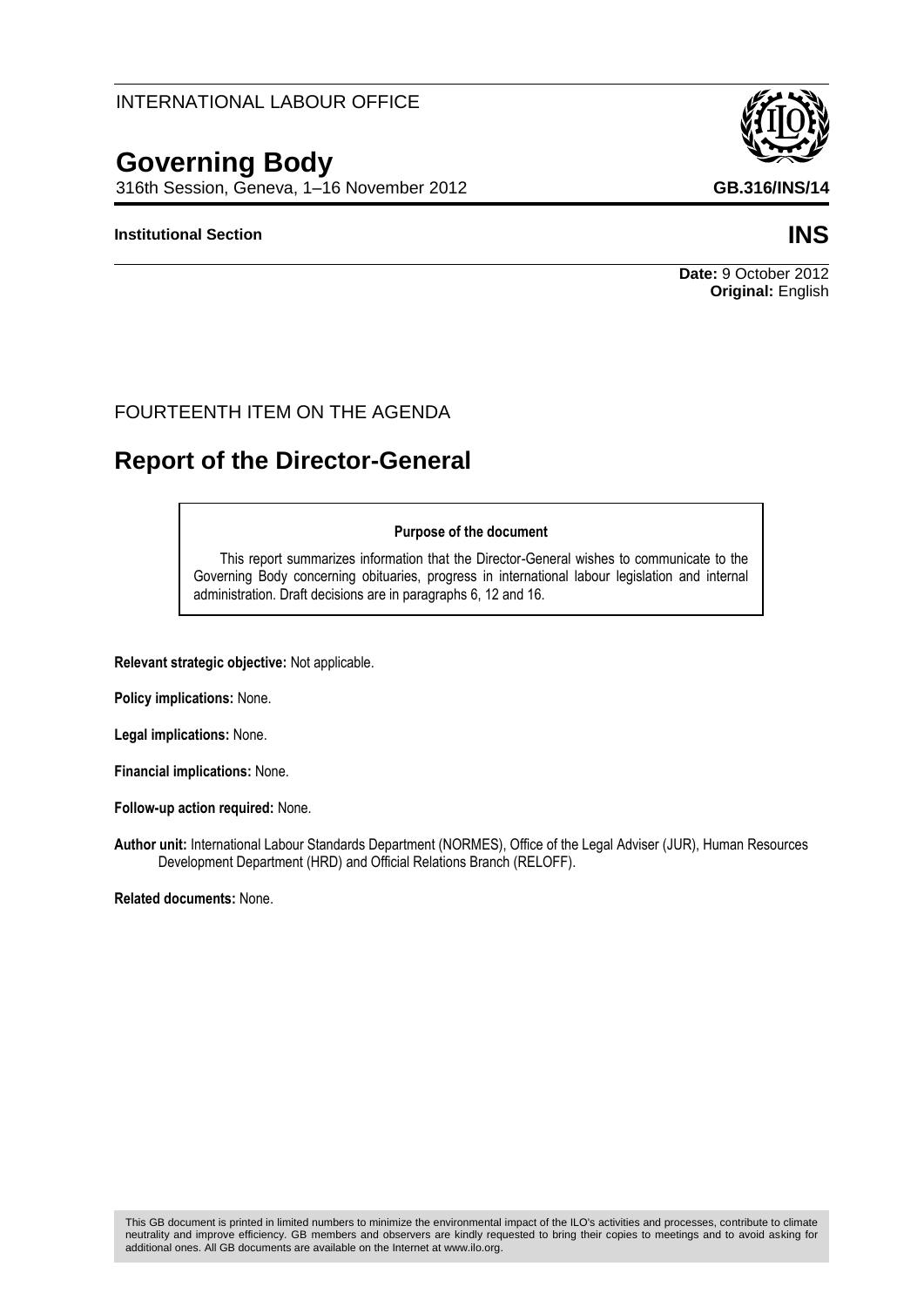INTERNATIONAL LABOUR OFFICE

# Governing Body

316th Session, Geneva, 1–16 November 2012

**GB.316/INS/14**

**Institutional Section**

**INS**

**Date:** 9 October 2012
**Original:** English

FOURTEENTH ITEM ON THE AGENDA

## Report of the Director-General

**Purpose of the document**

This report summarizes information that the Director-General wishes to communicate to the Governing Body concerning obituaries, progress in international labour legislation and internal administration. Draft decisions are in paragraphs 6, 12 and 16.

**Relevant strategic objective:** Not applicable.

**Policy implications:** None.

**Legal implications:** None.

**Financial implications:** None.

**Follow-up action required:** None.

**Author unit:** International Labour Standards Department (NORMES), Office of the Legal Adviser (JUR), Human Resources Development Department (HRD) and Official Relations Branch (RELOFF).

**Related documents:** None.

This GB document is printed in limited numbers to minimize the environmental impact of the ILO's activities and processes, contribute to climate neutrality and improve efficiency. GB members and observers are kindly requested to bring their copies to meetings and to avoid asking for additional ones. All GB documents are available on the Internet at www.ilo.org.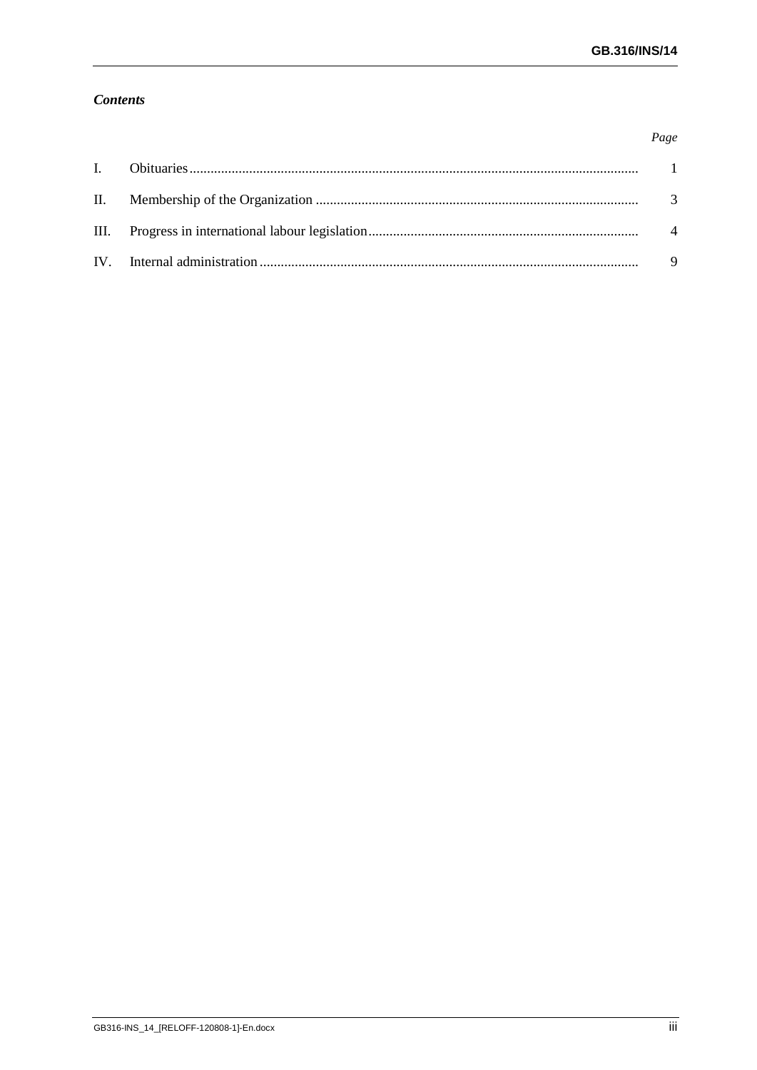***Contents***

| | | *Page* |
|---|---|---|
| I. | Obituaries | 1 |
| II. | Membership of the Organization | 3 |
| III. | Progress in international labour legislation | 4 |
| IV. | Internal administration | 9 |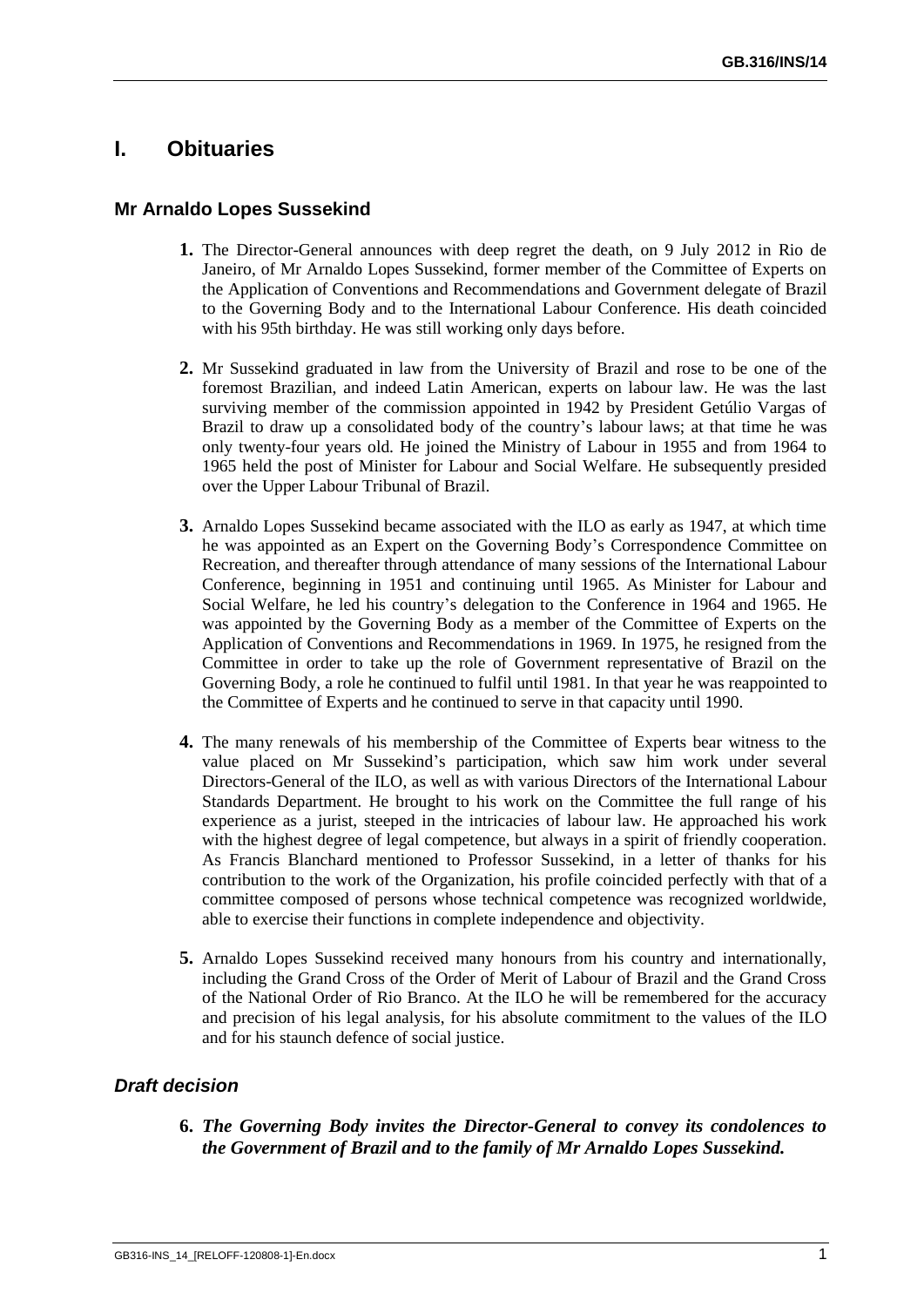# I. Obituaries

## Mr Arnaldo Lopes Sussekind

**1.** The Director-General announces with deep regret the death, on 9 July 2012 in Rio de Janeiro, of Mr Arnaldo Lopes Sussekind, former member of the Committee of Experts on the Application of Conventions and Recommendations and Government delegate of Brazil to the Governing Body and to the International Labour Conference. His death coincided with his 95th birthday. He was still working only days before.

**2.** Mr Sussekind graduated in law from the University of Brazil and rose to be one of the foremost Brazilian, and indeed Latin American, experts on labour law. He was the last surviving member of the commission appointed in 1942 by President Getúlio Vargas of Brazil to draw up a consolidated body of the country's labour laws; at that time he was only twenty-four years old. He joined the Ministry of Labour in 1955 and from 1964 to 1965 held the post of Minister for Labour and Social Welfare. He subsequently presided over the Upper Labour Tribunal of Brazil.

**3.** Arnaldo Lopes Sussekind became associated with the ILO as early as 1947, at which time he was appointed as an Expert on the Governing Body's Correspondence Committee on Recreation, and thereafter through attendance of many sessions of the International Labour Conference, beginning in 1951 and continuing until 1965. As Minister for Labour and Social Welfare, he led his country's delegation to the Conference in 1964 and 1965. He was appointed by the Governing Body as a member of the Committee of Experts on the Application of Conventions and Recommendations in 1969. In 1975, he resigned from the Committee in order to take up the role of Government representative of Brazil on the Governing Body, a role he continued to fulfil until 1981. In that year he was reappointed to the Committee of Experts and he continued to serve in that capacity until 1990.

**4.** The many renewals of his membership of the Committee of Experts bear witness to the value placed on Mr Sussekind's participation, which saw him work under several Directors-General of the ILO, as well as with various Directors of the International Labour Standards Department. He brought to his work on the Committee the full range of his experience as a jurist, steeped in the intricacies of labour law. He approached his work with the highest degree of legal competence, but always in a spirit of friendly cooperation. As Francis Blanchard mentioned to Professor Sussekind, in a letter of thanks for his contribution to the work of the Organization, his profile coincided perfectly with that of a committee composed of persons whose technical competence was recognized worldwide, able to exercise their functions in complete independence and objectivity.

**5.** Arnaldo Lopes Sussekind received many honours from his country and internationally, including the Grand Cross of the Order of Merit of Labour of Brazil and the Grand Cross of the National Order of Rio Branco. At the ILO he will be remembered for the accuracy and precision of his legal analysis, for his absolute commitment to the values of the ILO and for his staunch defence of social justice.

### *Draft decision*

**6.** ***The Governing Body invites the Director-General to convey its condolences to the Government of Brazil and to the family of Mr Arnaldo Lopes Sussekind.***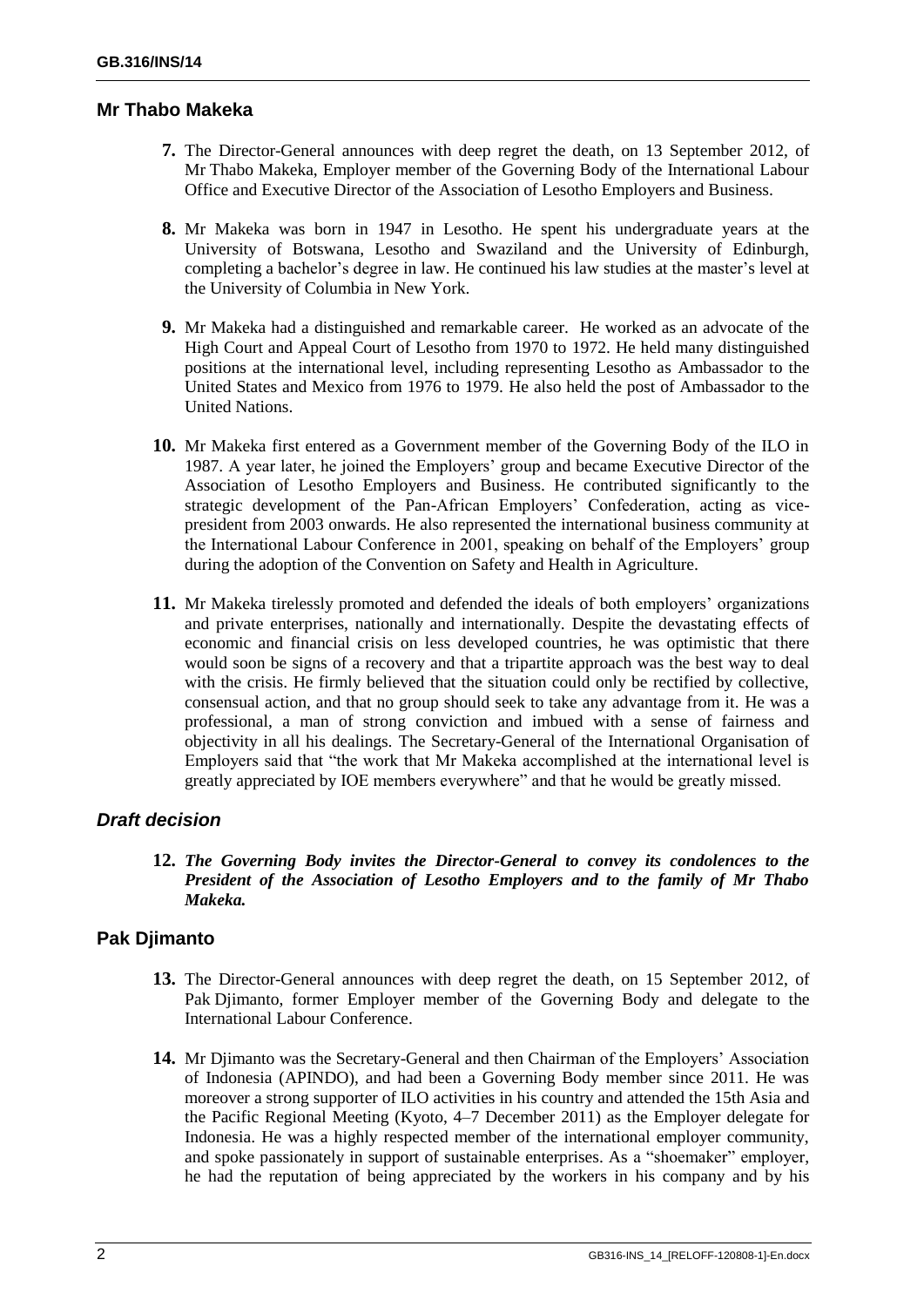## Mr Thabo Makeka

**7.** The Director-General announces with deep regret the death, on 13 September 2012, of Mr Thabo Makeka, Employer member of the Governing Body of the International Labour Office and Executive Director of the Association of Lesotho Employers and Business.

**8.** Mr Makeka was born in 1947 in Lesotho. He spent his undergraduate years at the University of Botswana, Lesotho and Swaziland and the University of Edinburgh, completing a bachelor's degree in law. He continued his law studies at the master's level at the University of Columbia in New York.

**9.** Mr Makeka had a distinguished and remarkable career. He worked as an advocate of the High Court and Appeal Court of Lesotho from 1970 to 1972. He held many distinguished positions at the international level, including representing Lesotho as Ambassador to the United States and Mexico from 1976 to 1979. He also held the post of Ambassador to the United Nations.

**10.** Mr Makeka first entered as a Government member of the Governing Body of the ILO in 1987. A year later, he joined the Employers' group and became Executive Director of the Association of Lesotho Employers and Business. He contributed significantly to the strategic development of the Pan-African Employers' Confederation, acting as vice-president from 2003 onwards. He also represented the international business community at the International Labour Conference in 2001, speaking on behalf of the Employers' group during the adoption of the Convention on Safety and Health in Agriculture.

**11.** Mr Makeka tirelessly promoted and defended the ideals of both employers' organizations and private enterprises, nationally and internationally. Despite the devastating effects of economic and financial crisis on less developed countries, he was optimistic that there would soon be signs of a recovery and that a tripartite approach was the best way to deal with the crisis. He firmly believed that the situation could only be rectified by collective, consensual action, and that no group should seek to take any advantage from it. He was a professional, a man of strong conviction and imbued with a sense of fairness and objectivity in all his dealings. The Secretary-General of the International Organisation of Employers said that "the work that Mr Makeka accomplished at the international level is greatly appreciated by IOE members everywhere" and that he would be greatly missed.

### *Draft decision*

**12.** ***The Governing Body invites the Director-General to convey its condolences to the President of the Association of Lesotho Employers and to the family of Mr Thabo Makeka.***

## Pak Djimanto

**13.** The Director-General announces with deep regret the death, on 15 September 2012, of Pak Djimanto, former Employer member of the Governing Body and delegate to the International Labour Conference.

**14.** Mr Djimanto was the Secretary-General and then Chairman of the Employers' Association of Indonesia (APINDO), and had been a Governing Body member since 2011. He was moreover a strong supporter of ILO activities in his country and attended the 15th Asia and the Pacific Regional Meeting (Kyoto, 4–7 December 2011) as the Employer delegate for Indonesia. He was a highly respected member of the international employer community, and spoke passionately in support of sustainable enterprises. As a "shoemaker" employer, he had the reputation of being appreciated by the workers in his company and by his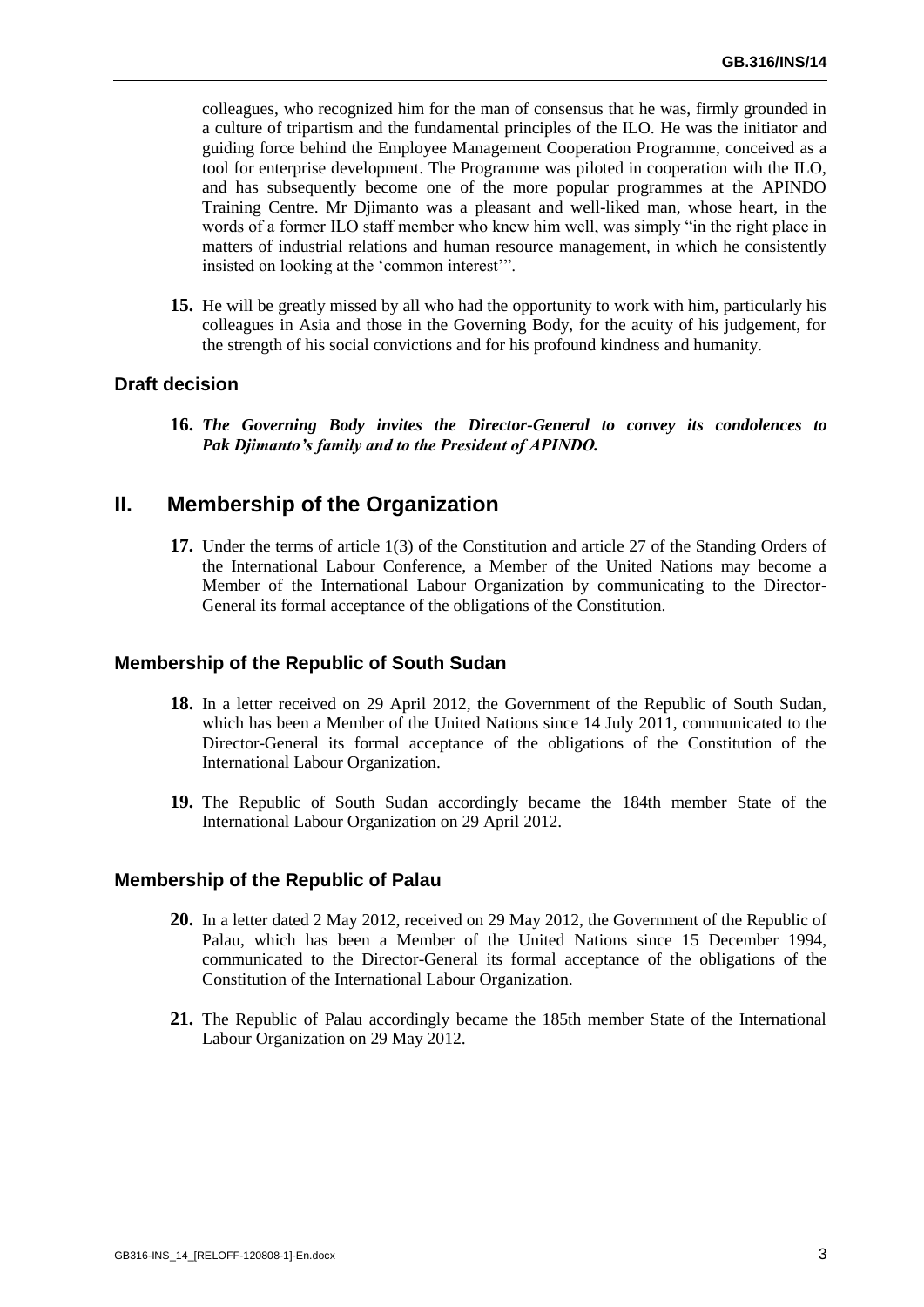colleagues, who recognized him for the man of consensus that he was, firmly grounded in a culture of tripartism and the fundamental principles of the ILO. He was the initiator and guiding force behind the Employee Management Cooperation Programme, conceived as a tool for enterprise development. The Programme was piloted in cooperation with the ILO, and has subsequently become one of the more popular programmes at the APINDO Training Centre. Mr Djimanto was a pleasant and well-liked man, whose heart, in the words of a former ILO staff member who knew him well, was simply "in the right place in matters of industrial relations and human resource management, in which he consistently insisted on looking at the 'common interest'".

**15.** He will be greatly missed by all who had the opportunity to work with him, particularly his colleagues in Asia and those in the Governing Body, for the acuity of his judgement, for the strength of his social convictions and for his profound kindness and humanity.

### Draft decision

**16.** ***The Governing Body invites the Director-General to convey its condolences to Pak Djimanto's family and to the President of APINDO.***

## II. Membership of the Organization

**17.** Under the terms of article 1(3) of the Constitution and article 27 of the Standing Orders of the International Labour Conference, a Member of the United Nations may become a Member of the International Labour Organization by communicating to the Director-General its formal acceptance of the obligations of the Constitution.

### Membership of the Republic of South Sudan

**18.** In a letter received on 29 April 2012, the Government of the Republic of South Sudan, which has been a Member of the United Nations since 14 July 2011, communicated to the Director-General its formal acceptance of the obligations of the Constitution of the International Labour Organization.

**19.** The Republic of South Sudan accordingly became the 184th member State of the International Labour Organization on 29 April 2012.

### Membership of the Republic of Palau

**20.** In a letter dated 2 May 2012, received on 29 May 2012, the Government of the Republic of Palau, which has been a Member of the United Nations since 15 December 1994, communicated to the Director-General its formal acceptance of the obligations of the Constitution of the International Labour Organization.

**21.** The Republic of Palau accordingly became the 185th member State of the International Labour Organization on 29 May 2012.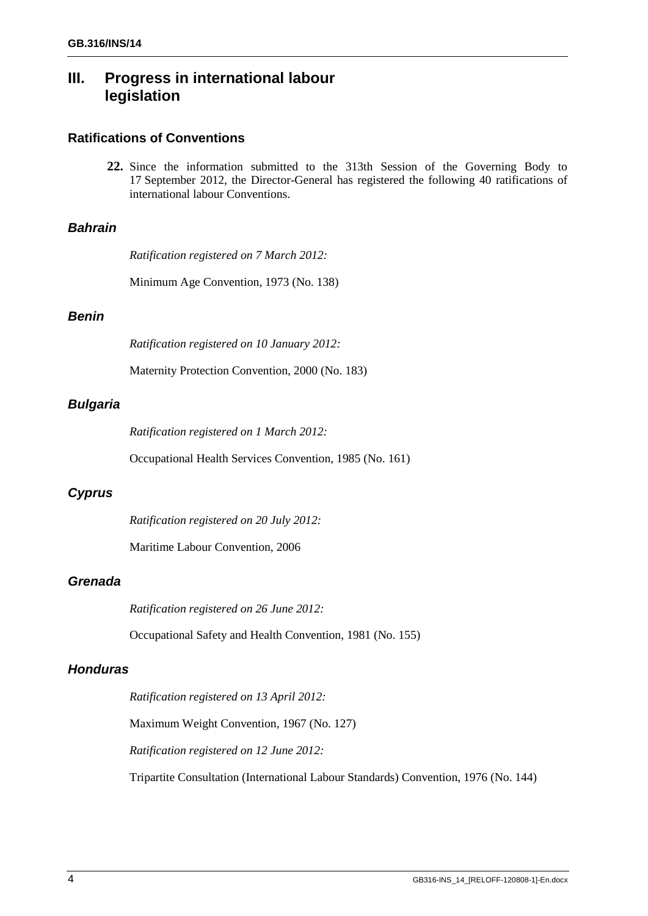# III. Progress in international labour legislation

## Ratifications of Conventions

**22.** Since the information submitted to the 313th Session of the Governing Body to 17 September 2012, the Director-General has registered the following 40 ratifications of international labour Conventions.

### *Bahrain*

*Ratification registered on 7 March 2012:*

Minimum Age Convention, 1973 (No. 138)

### *Benin*

*Ratification registered on 10 January 2012:*

Maternity Protection Convention, 2000 (No. 183)

### *Bulgaria*

*Ratification registered on 1 March 2012:*

Occupational Health Services Convention, 1985 (No. 161)

### *Cyprus*

*Ratification registered on 20 July 2012:*

Maritime Labour Convention, 2006

### *Grenada*

*Ratification registered on 26 June 2012:*

Occupational Safety and Health Convention, 1981 (No. 155)

### *Honduras*

*Ratification registered on 13 April 2012:*

Maximum Weight Convention, 1967 (No. 127)

*Ratification registered on 12 June 2012:*

Tripartite Consultation (International Labour Standards) Convention, 1976 (No. 144)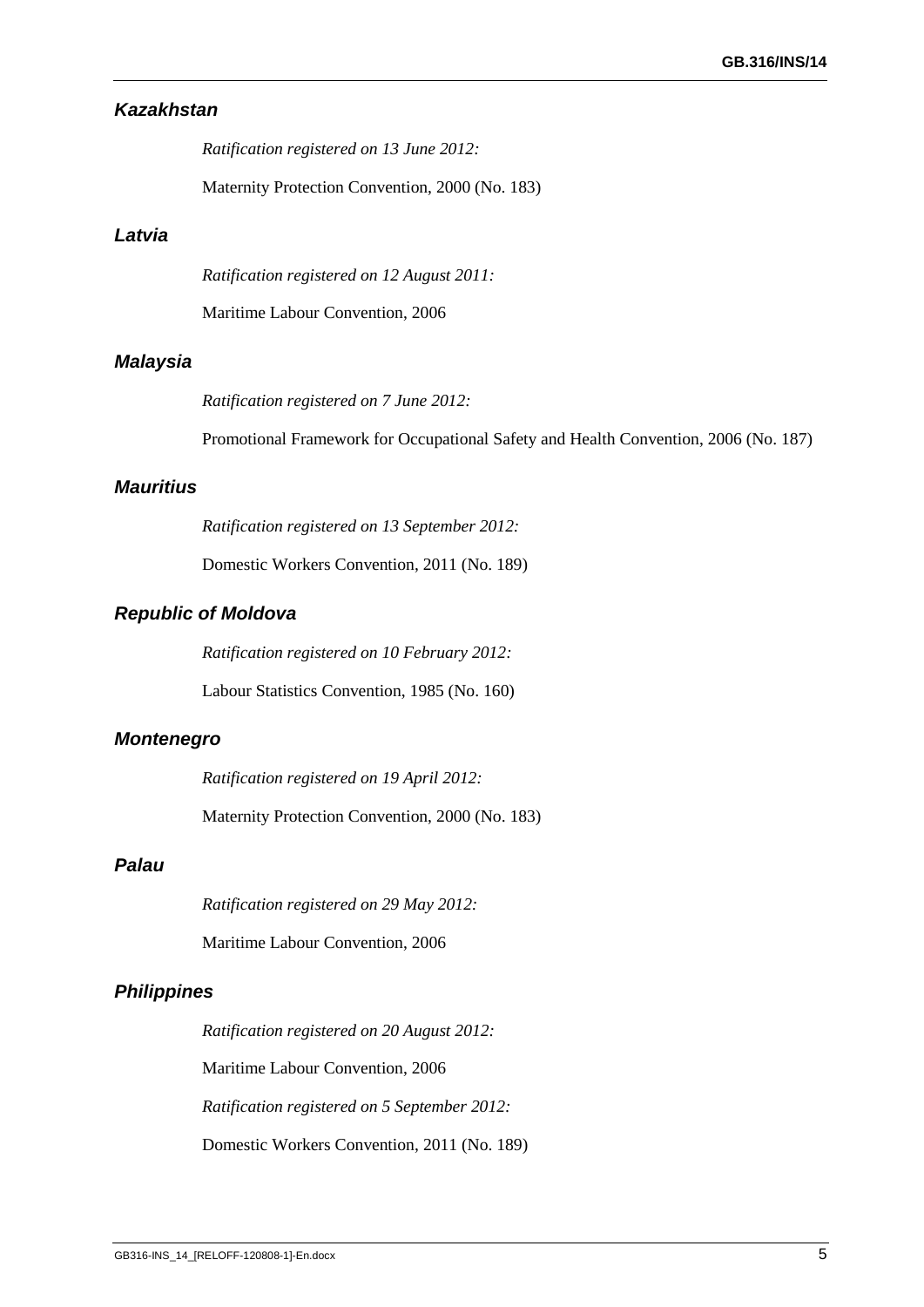### *Kazakhstan*

*Ratification registered on 13 June 2012:*

Maternity Protection Convention, 2000 (No. 183)

### *Latvia*

*Ratification registered on 12 August 2011:*

Maritime Labour Convention, 2006

### *Malaysia*

*Ratification registered on 7 June 2012:*

Promotional Framework for Occupational Safety and Health Convention, 2006 (No. 187)

### *Mauritius*

*Ratification registered on 13 September 2012:*

Domestic Workers Convention, 2011 (No. 189)

### *Republic of Moldova*

*Ratification registered on 10 February 2012:*

Labour Statistics Convention, 1985 (No. 160)

### *Montenegro*

*Ratification registered on 19 April 2012:*

Maternity Protection Convention, 2000 (No. 183)

### *Palau*

*Ratification registered on 29 May 2012:*

Maritime Labour Convention, 2006

### *Philippines*

*Ratification registered on 20 August 2012:*

Maritime Labour Convention, 2006

*Ratification registered on 5 September 2012:*

Domestic Workers Convention, 2011 (No. 189)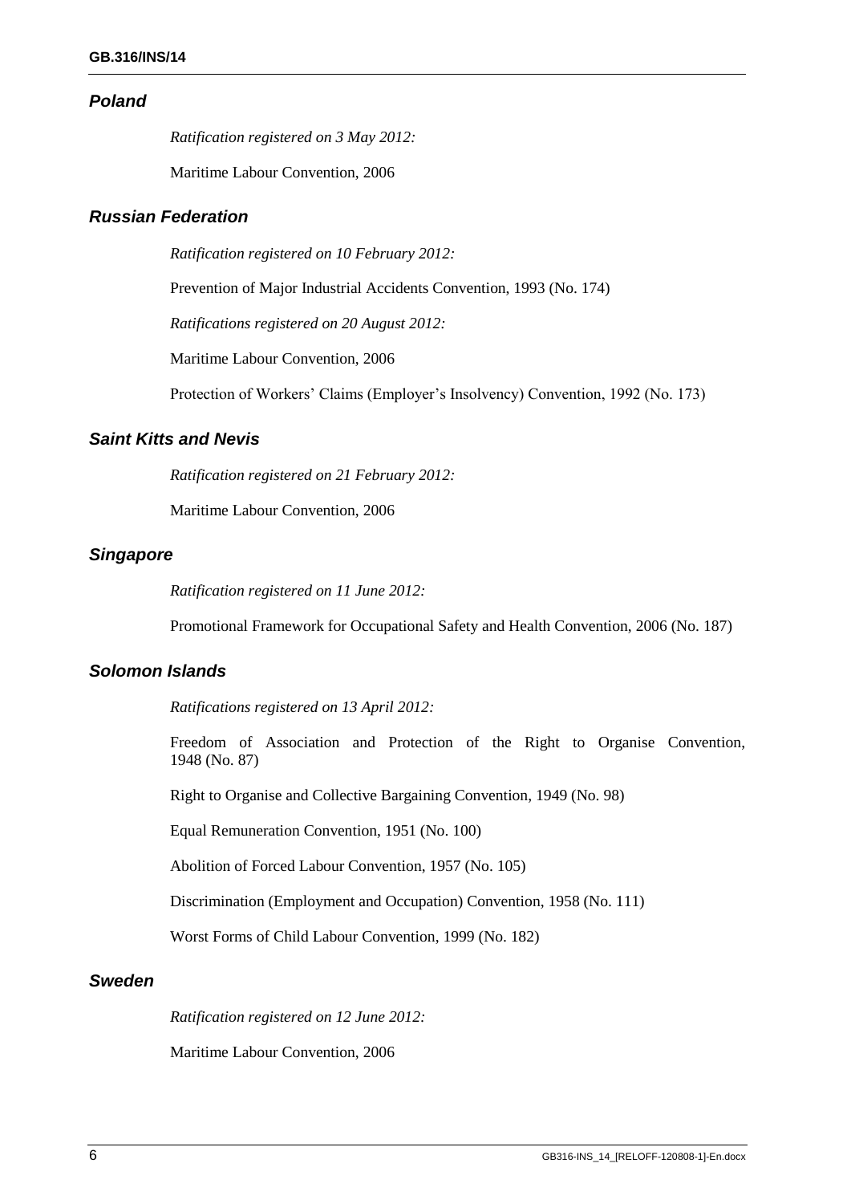### *Poland*

*Ratification registered on 3 May 2012:*

Maritime Labour Convention, 2006

### *Russian Federation*

*Ratification registered on 10 February 2012:*

Prevention of Major Industrial Accidents Convention, 1993 (No. 174)

*Ratifications registered on 20 August 2012:*

Maritime Labour Convention, 2006

Protection of Workers' Claims (Employer's Insolvency) Convention, 1992 (No. 173)

### *Saint Kitts and Nevis*

*Ratification registered on 21 February 2012:*

Maritime Labour Convention, 2006

### *Singapore*

*Ratification registered on 11 June 2012:*

Promotional Framework for Occupational Safety and Health Convention, 2006 (No. 187)

### *Solomon Islands*

*Ratifications registered on 13 April 2012:*

Freedom of Association and Protection of the Right to Organise Convention, 1948 (No. 87)

Right to Organise and Collective Bargaining Convention, 1949 (No. 98)

Equal Remuneration Convention, 1951 (No. 100)

Abolition of Forced Labour Convention, 1957 (No. 105)

Discrimination (Employment and Occupation) Convention, 1958 (No. 111)

Worst Forms of Child Labour Convention, 1999 (No. 182)

### *Sweden*

*Ratification registered on 12 June 2012:*

Maritime Labour Convention, 2006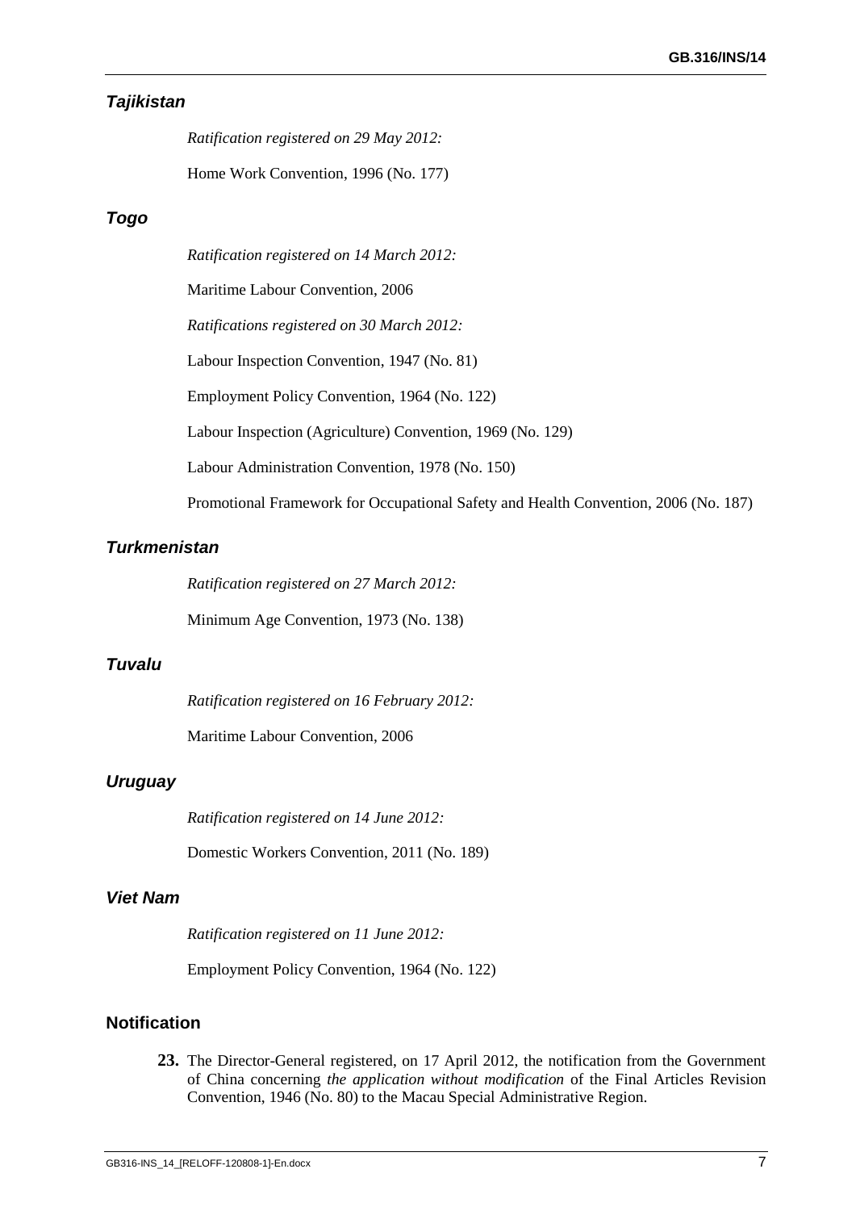### *Tajikistan*

*Ratification registered on 29 May 2012:*

Home Work Convention, 1996 (No. 177)

### *Togo*

*Ratification registered on 14 March 2012:*

Maritime Labour Convention, 2006

*Ratifications registered on 30 March 2012:*

Labour Inspection Convention, 1947 (No. 81)

Employment Policy Convention, 1964 (No. 122)

Labour Inspection (Agriculture) Convention, 1969 (No. 129)

Labour Administration Convention, 1978 (No. 150)

Promotional Framework for Occupational Safety and Health Convention, 2006 (No. 187)

### *Turkmenistan*

*Ratification registered on 27 March 2012:*

Minimum Age Convention, 1973 (No. 138)

### *Tuvalu*

*Ratification registered on 16 February 2012:*

Maritime Labour Convention, 2006

### *Uruguay*

*Ratification registered on 14 June 2012:*

Domestic Workers Convention, 2011 (No. 189)

### *Viet Nam*

*Ratification registered on 11 June 2012:*

Employment Policy Convention, 1964 (No. 122)

## Notification

**23.** The Director-General registered, on 17 April 2012, the notification from the Government of China concerning *the application without modification* of the Final Articles Revision Convention, 1946 (No. 80) to the Macau Special Administrative Region.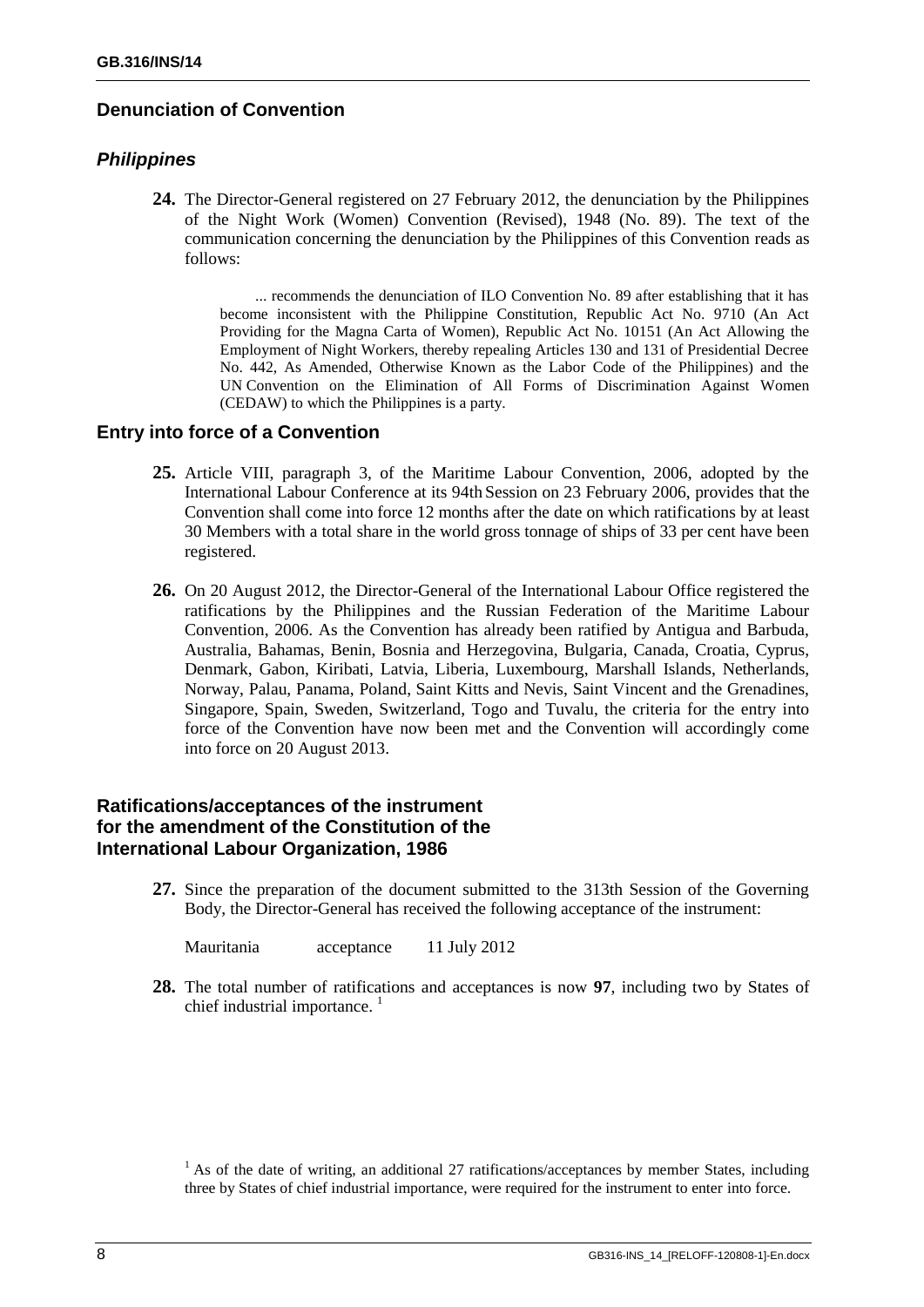## Denunciation of Convention

### *Philippines*

**24.** The Director-General registered on 27 February 2012, the denunciation by the Philippines of the Night Work (Women) Convention (Revised), 1948 (No. 89). The text of the communication concerning the denunciation by the Philippines of this Convention reads as follows:

> ... recommends the denunciation of ILO Convention No. 89 after establishing that it has become inconsistent with the Philippine Constitution, Republic Act No. 9710 (An Act Providing for the Magna Carta of Women), Republic Act No. 10151 (An Act Allowing the Employment of Night Workers, thereby repealing Articles 130 and 131 of Presidential Decree No. 442, As Amended, Otherwise Known as the Labor Code of the Philippines) and the UN Convention on the Elimination of All Forms of Discrimination Against Women (CEDAW) to which the Philippines is a party.

## Entry into force of a Convention

**25.** Article VIII, paragraph 3, of the Maritime Labour Convention, 2006, adopted by the International Labour Conference at its 94th Session on 23 February 2006, provides that the Convention shall come into force 12 months after the date on which ratifications by at least 30 Members with a total share in the world gross tonnage of ships of 33 per cent have been registered.

**26.** On 20 August 2012, the Director-General of the International Labour Office registered the ratifications by the Philippines and the Russian Federation of the Maritime Labour Convention, 2006. As the Convention has already been ratified by Antigua and Barbuda, Australia, Bahamas, Benin, Bosnia and Herzegovina, Bulgaria, Canada, Croatia, Cyprus, Denmark, Gabon, Kiribati, Latvia, Liberia, Luxembourg, Marshall Islands, Netherlands, Norway, Palau, Panama, Poland, Saint Kitts and Nevis, Saint Vincent and the Grenadines, Singapore, Spain, Sweden, Switzerland, Togo and Tuvalu, the criteria for the entry into force of the Convention have now been met and the Convention will accordingly come into force on 20 August 2013.

## Ratifications/acceptances of the instrument for the amendment of the Constitution of the International Labour Organization, 1986

**27.** Since the preparation of the document submitted to the 313th Session of the Governing Body, the Director-General has received the following acceptance of the instrument:

| | | |
|---|---|---|
| Mauritania | acceptance | 11 July 2012 |

**28.** The total number of ratifications and acceptances is now **97**, including two by States of chief industrial importance. [1]

[1] As of the date of writing, an additional 27 ratifications/acceptances by member States, including three by States of chief industrial importance, were required for the instrument to enter into force.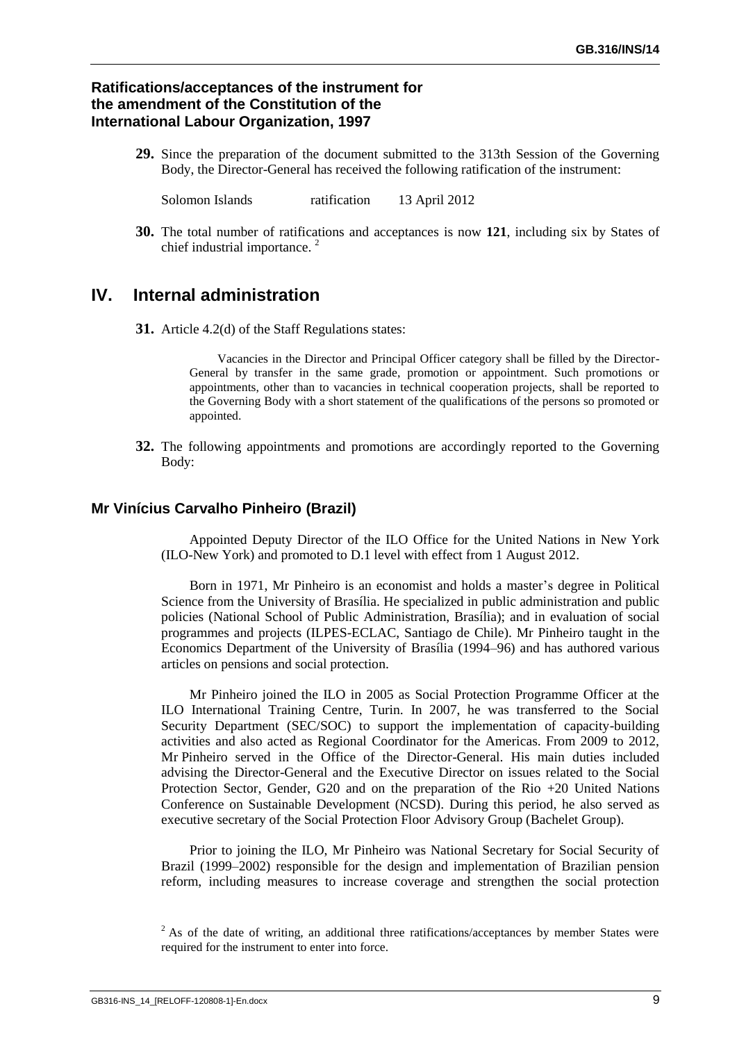### Ratifications/acceptances of the instrument for the amendment of the Constitution of the International Labour Organization, 1997

**29.** Since the preparation of the document submitted to the 313th Session of the Governing Body, the Director-General has received the following ratification of the instrument:

| | | |
|---|---|---|
| Solomon Islands | ratification | 13 April 2012 |

**30.** The total number of ratifications and acceptances is now **121**, including six by States of chief industrial importance. [2]

## IV. Internal administration

**31.** Article 4.2(d) of the Staff Regulations states:

> Vacancies in the Director and Principal Officer category shall be filled by the Director-General by transfer in the same grade, promotion or appointment. Such promotions or appointments, other than to vacancies in technical cooperation projects, shall be reported to the Governing Body with a short statement of the qualifications of the persons so promoted or appointed.

**32.** The following appointments and promotions are accordingly reported to the Governing Body:

### Mr Vinícius Carvalho Pinheiro (Brazil)

Appointed Deputy Director of the ILO Office for the United Nations in New York (ILO-New York) and promoted to D.1 level with effect from 1 August 2012.

Born in 1971, Mr Pinheiro is an economist and holds a master's degree in Political Science from the University of Brasília. He specialized in public administration and public policies (National School of Public Administration, Brasília); and in evaluation of social programmes and projects (ILPES-ECLAC, Santiago de Chile). Mr Pinheiro taught in the Economics Department of the University of Brasília (1994–96) and has authored various articles on pensions and social protection.

Mr Pinheiro joined the ILO in 2005 as Social Protection Programme Officer at the ILO International Training Centre, Turin. In 2007, he was transferred to the Social Security Department (SEC/SOC) to support the implementation of capacity-building activities and also acted as Regional Coordinator for the Americas. From 2009 to 2012, Mr Pinheiro served in the Office of the Director-General. His main duties included advising the Director-General and the Executive Director on issues related to the Social Protection Sector, Gender, G20 and on the preparation of the Rio +20 United Nations Conference on Sustainable Development (NCSD). During this period, he also served as executive secretary of the Social Protection Floor Advisory Group (Bachelet Group).

Prior to joining the ILO, Mr Pinheiro was National Secretary for Social Security of Brazil (1999–2002) responsible for the design and implementation of Brazilian pension reform, including measures to increase coverage and strengthen the social protection

[2] As of the date of writing, an additional three ratifications/acceptances by member States were required for the instrument to enter into force.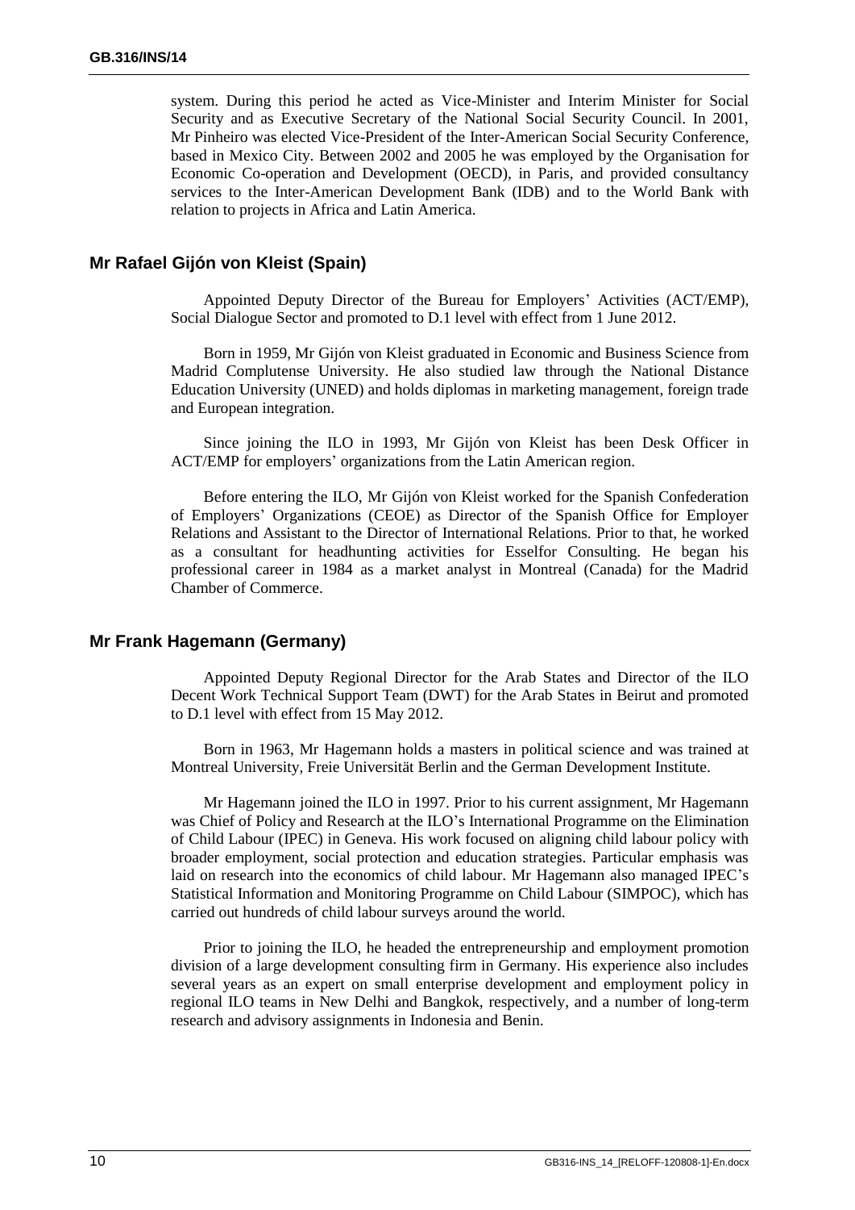system. During this period he acted as Vice-Minister and Interim Minister for Social Security and as Executive Secretary of the National Social Security Council. In 2001, Mr Pinheiro was elected Vice-President of the Inter-American Social Security Conference, based in Mexico City. Between 2002 and 2005 he was employed by the Organisation for Economic Co-operation and Development (OECD), in Paris, and provided consultancy services to the Inter-American Development Bank (IDB) and to the World Bank with relation to projects in Africa and Latin America.

## Mr Rafael Gijón von Kleist (Spain)

Appointed Deputy Director of the Bureau for Employers' Activities (ACT/EMP), Social Dialogue Sector and promoted to D.1 level with effect from 1 June 2012.

Born in 1959, Mr Gijón von Kleist graduated in Economic and Business Science from Madrid Complutense University. He also studied law through the National Distance Education University (UNED) and holds diplomas in marketing management, foreign trade and European integration.

Since joining the ILO in 1993, Mr Gijón von Kleist has been Desk Officer in ACT/EMP for employers' organizations from the Latin American region.

Before entering the ILO, Mr Gijón von Kleist worked for the Spanish Confederation of Employers' Organizations (CEOE) as Director of the Spanish Office for Employer Relations and Assistant to the Director of International Relations. Prior to that, he worked as a consultant for headhunting activities for Esselfor Consulting. He began his professional career in 1984 as a market analyst in Montreal (Canada) for the Madrid Chamber of Commerce.

## Mr Frank Hagemann (Germany)

Appointed Deputy Regional Director for the Arab States and Director of the ILO Decent Work Technical Support Team (DWT) for the Arab States in Beirut and promoted to D.1 level with effect from 15 May 2012.

Born in 1963, Mr Hagemann holds a masters in political science and was trained at Montreal University, Freie Universität Berlin and the German Development Institute.

Mr Hagemann joined the ILO in 1997. Prior to his current assignment, Mr Hagemann was Chief of Policy and Research at the ILO's International Programme on the Elimination of Child Labour (IPEC) in Geneva. His work focused on aligning child labour policy with broader employment, social protection and education strategies. Particular emphasis was laid on research into the economics of child labour. Mr Hagemann also managed IPEC's Statistical Information and Monitoring Programme on Child Labour (SIMPOC), which has carried out hundreds of child labour surveys around the world.

Prior to joining the ILO, he headed the entrepreneurship and employment promotion division of a large development consulting firm in Germany. His experience also includes several years as an expert on small enterprise development and employment policy in regional ILO teams in New Delhi and Bangkok, respectively, and a number of long-term research and advisory assignments in Indonesia and Benin.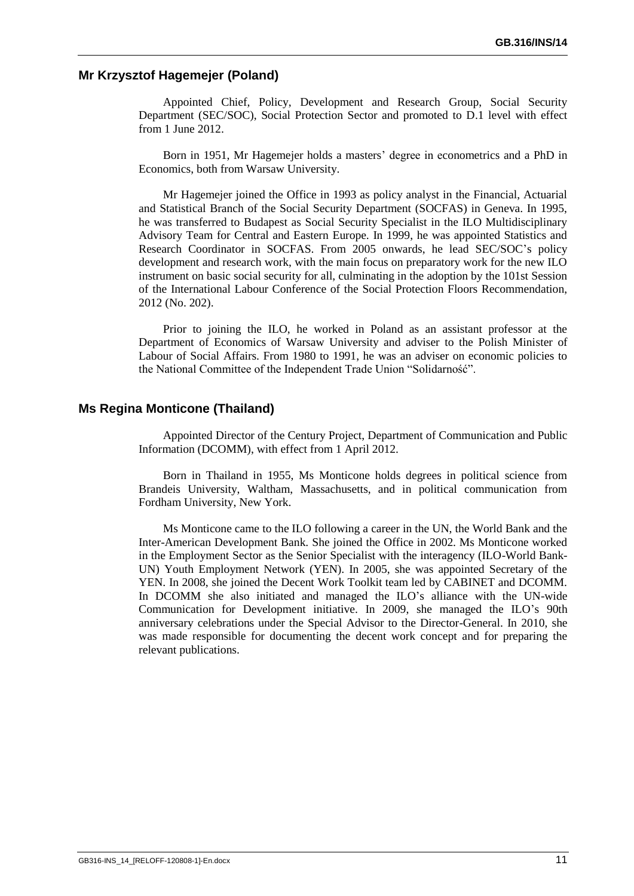### Mr Krzysztof Hagemejer (Poland)

Appointed Chief, Policy, Development and Research Group, Social Security Department (SEC/SOC), Social Protection Sector and promoted to D.1 level with effect from 1 June 2012.

Born in 1951, Mr Hagemejer holds a masters' degree in econometrics and a PhD in Economics, both from Warsaw University.

Mr Hagemejer joined the Office in 1993 as policy analyst in the Financial, Actuarial and Statistical Branch of the Social Security Department (SOCFAS) in Geneva. In 1995, he was transferred to Budapest as Social Security Specialist in the ILO Multidisciplinary Advisory Team for Central and Eastern Europe. In 1999, he was appointed Statistics and Research Coordinator in SOCFAS. From 2005 onwards, he lead SEC/SOC's policy development and research work, with the main focus on preparatory work for the new ILO instrument on basic social security for all, culminating in the adoption by the 101st Session of the International Labour Conference of the Social Protection Floors Recommendation, 2012 (No. 202).

Prior to joining the ILO, he worked in Poland as an assistant professor at the Department of Economics of Warsaw University and adviser to the Polish Minister of Labour of Social Affairs. From 1980 to 1991, he was an adviser on economic policies to the National Committee of the Independent Trade Union "Solidarność".

### Ms Regina Monticone (Thailand)

Appointed Director of the Century Project, Department of Communication and Public Information (DCOMM), with effect from 1 April 2012.

Born in Thailand in 1955, Ms Monticone holds degrees in political science from Brandeis University, Waltham, Massachusetts, and in political communication from Fordham University, New York.

Ms Monticone came to the ILO following a career in the UN, the World Bank and the Inter-American Development Bank. She joined the Office in 2002. Ms Monticone worked in the Employment Sector as the Senior Specialist with the interagency (ILO-World Bank-UN) Youth Employment Network (YEN). In 2005, she was appointed Secretary of the YEN. In 2008, she joined the Decent Work Toolkit team led by CABINET and DCOMM. In DCOMM she also initiated and managed the ILO's alliance with the UN-wide Communication for Development initiative. In 2009, she managed the ILO's 90th anniversary celebrations under the Special Advisor to the Director-General. In 2010, she was made responsible for documenting the decent work concept and for preparing the relevant publications.